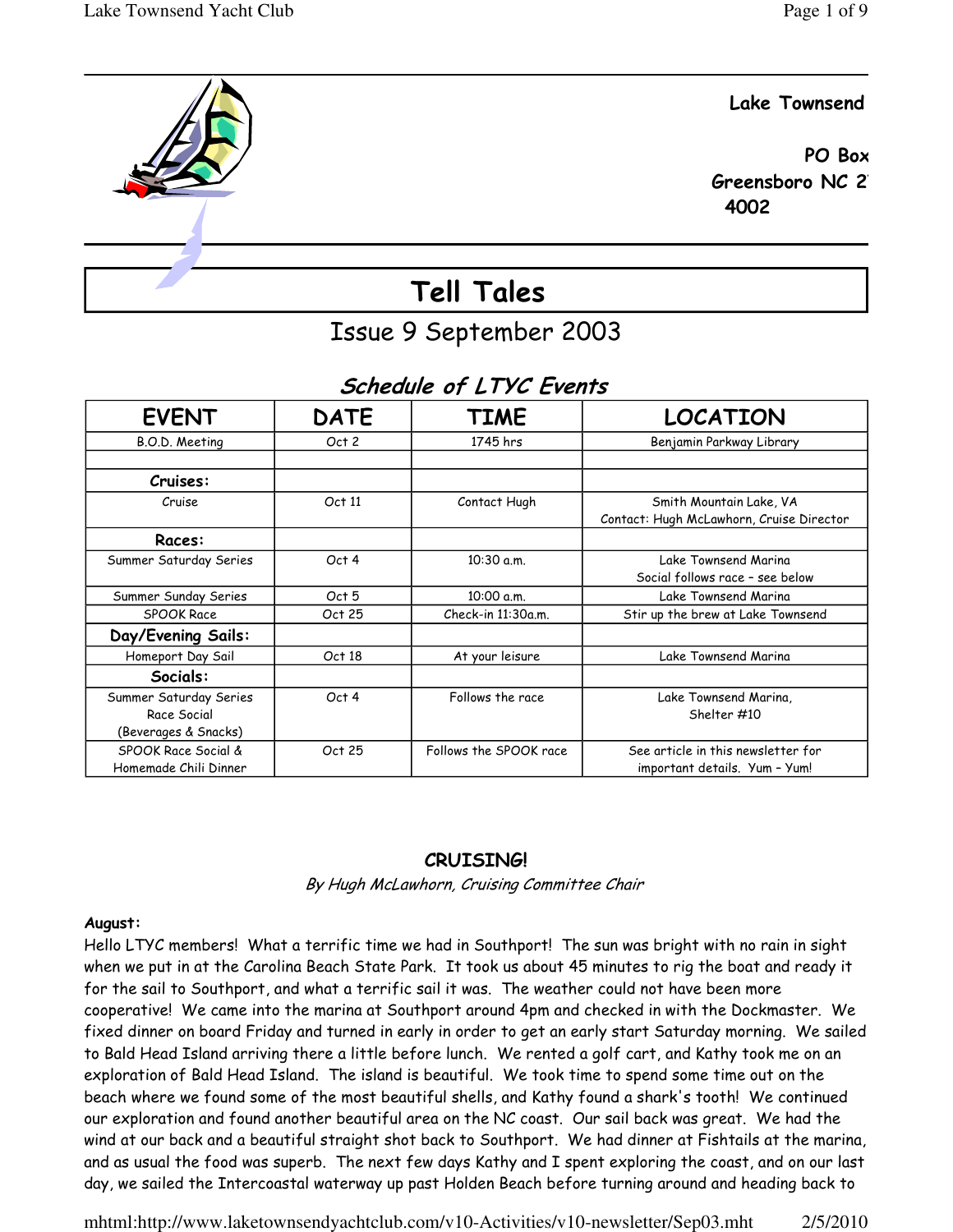**Lake Townsend**

**PO Box**
**Greensboro NC 2**
**4002**

# Tell Tales

## Issue 9 September 2003

### *Schedule of LTYC Events*

| EVENT | DATE | TIME | LOCATION |
|---|---|---|---|
| B.O.D. Meeting | Oct 2 | 1745 hrs | Benjamin Parkway Library |
| | | | |
| **Cruises:** | | | |
| Cruise | Oct 11 | Contact Hugh | Smith Mountain Lake, VA<br>Contact: Hugh McLawhorn, Cruise Director |
| **Races:** | | | |
| Summer Saturday Series | Oct 4 | 10:30 a.m. | Lake Townsend Marina<br>Social follows race – see below |
| Summer Sunday Series | Oct 5 | 10:00 a.m. | Lake Townsend Marina |
| SPOOK Race | Oct 25 | Check-in 11:30a.m. | Stir up the brew at Lake Townsend |
| **Day/Evening Sails:** | | | |
| Homeport Day Sail | Oct 18 | At your leisure | Lake Townsend Marina |
| **Socials:** | | | |
| Summer Saturday Series Race Social (Beverages & Snacks) | Oct 4 | Follows the race | Lake Townsend Marina, Shelter #10 |
| SPOOK Race Social & Homemade Chili Dinner | Oct 25 | Follows the SPOOK race | See article in this newsletter for important details. Yum – Yum! |

### CRUISING!

*By Hugh McLawhorn, Cruising Committee Chair*

**August:**

Hello LTYC members! What a terrific time we had in Southport! The sun was bright with no rain in sight when we put in at the Carolina Beach State Park. It took us about 45 minutes to rig the boat and ready it for the sail to Southport, and what a terrific sail it was. The weather could not have been more cooperative! We came into the marina at Southport around 4pm and checked in with the Dockmaster. We fixed dinner on board Friday and turned in early in order to get an early start Saturday morning. We sailed to Bald Head Island arriving there a little before lunch. We rented a golf cart, and Kathy took me on an exploration of Bald Head Island. The island is beautiful. We took time to spend some time out on the beach where we found some of the most beautiful shells, and Kathy found a shark's tooth! We continued our exploration and found another beautiful area on the NC coast. Our sail back was great. We had the wind at our back and a beautiful straight shot back to Southport. We had dinner at Fishtails at the marina, and as usual the food was superb. The next few days Kathy and I spent exploring the coast, and on our last day, we sailed the Intercoastal waterway up past Holden Beach before turning around and heading back to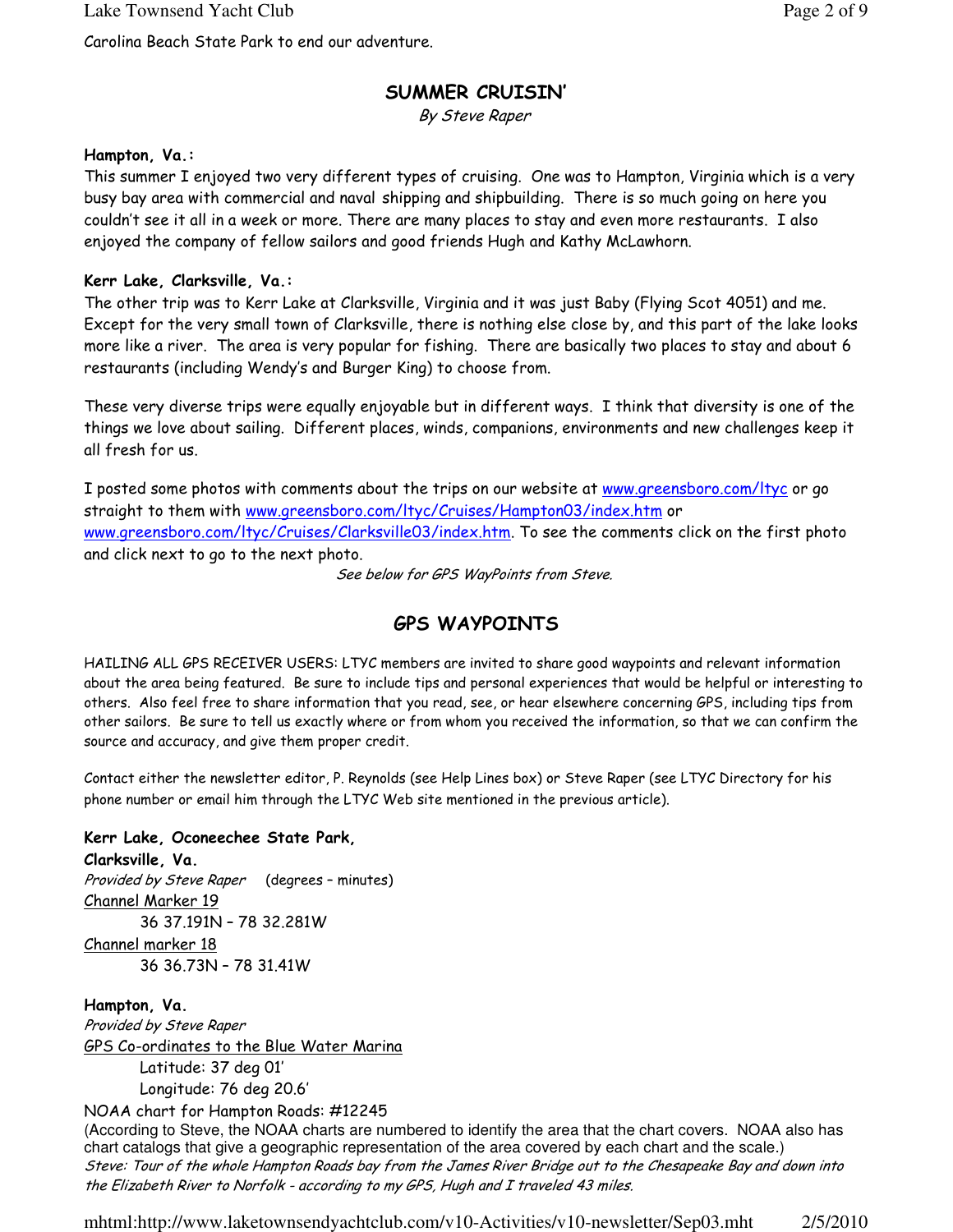Carolina Beach State Park to end our adventure.

## SUMMER CRUISIN'

*By Steve Raper*

**Hampton, Va.:**
This summer I enjoyed two very different types of cruising. One was to Hampton, Virginia which is a very busy bay area with commercial and naval shipping and shipbuilding. There is so much going on here you couldn't see it all in a week or more. There are many places to stay and even more restaurants. I also enjoyed the company of fellow sailors and good friends Hugh and Kathy McLawhorn.

**Kerr Lake, Clarksville, Va.:**
The other trip was to Kerr Lake at Clarksville, Virginia and it was just Baby (Flying Scot 4051) and me. Except for the very small town of Clarksville, there is nothing else close by, and this part of the lake looks more like a river. The area is very popular for fishing. There are basically two places to stay and about 6 restaurants (including Wendy's and Burger King) to choose from.

These very diverse trips were equally enjoyable but in different ways. I think that diversity is one of the things we love about sailing. Different places, winds, companions, environments and new challenges keep it all fresh for us.

I posted some photos with comments about the trips on our website at www.greensboro.com/ltyc or go straight to them with www.greensboro.com/ltyc/Cruises/Hampton03/index.htm or www.greensboro.com/ltyc/Cruises/Clarksville03/index.htm. To see the comments click on the first photo and click next to go to the next photo.

*See below for GPS WayPoints from Steve.*

## GPS WAYPOINTS

HAILING ALL GPS RECEIVER USERS: LTYC members are invited to share good waypoints and relevant information about the area being featured. Be sure to include tips and personal experiences that would be helpful or interesting to others. Also feel free to share information that you read, see, or hear elsewhere concerning GPS, including tips from other sailors. Be sure to tell us exactly where or from whom you received the information, so that we can confirm the source and accuracy, and give them proper credit.

Contact either the newsletter editor, P. Reynolds (see Help Lines box) or Steve Raper (see LTYC Directory for his phone number or email him through the LTYC Web site mentioned in the previous article).

**Kerr Lake, Oconeechee State Park,**
**Clarksville, Va.**
*Provided by Steve Raper* (degrees – minutes)
Channel Marker 19
    36 37.191N – 78 32.281W
Channel marker 18
    36 36.73N – 78 31.41W

**Hampton, Va.**
*Provided by Steve Raper*
GPS Co-ordinates to the Blue Water Marina
    Latitude: 37 deg 01'
    Longitude: 76 deg 20.6'
NOAA chart for Hampton Roads: #12245
(According to Steve, the NOAA charts are numbered to identify the area that the chart covers. NOAA also has chart catalogs that give a geographic representation of the area covered by each chart and the scale.)
*Steve: Tour of the whole Hampton Roads bay from the James River Bridge out to the Chesapeake Bay and down into the Elizabeth River to Norfolk - according to my GPS, Hugh and I traveled 43 miles.*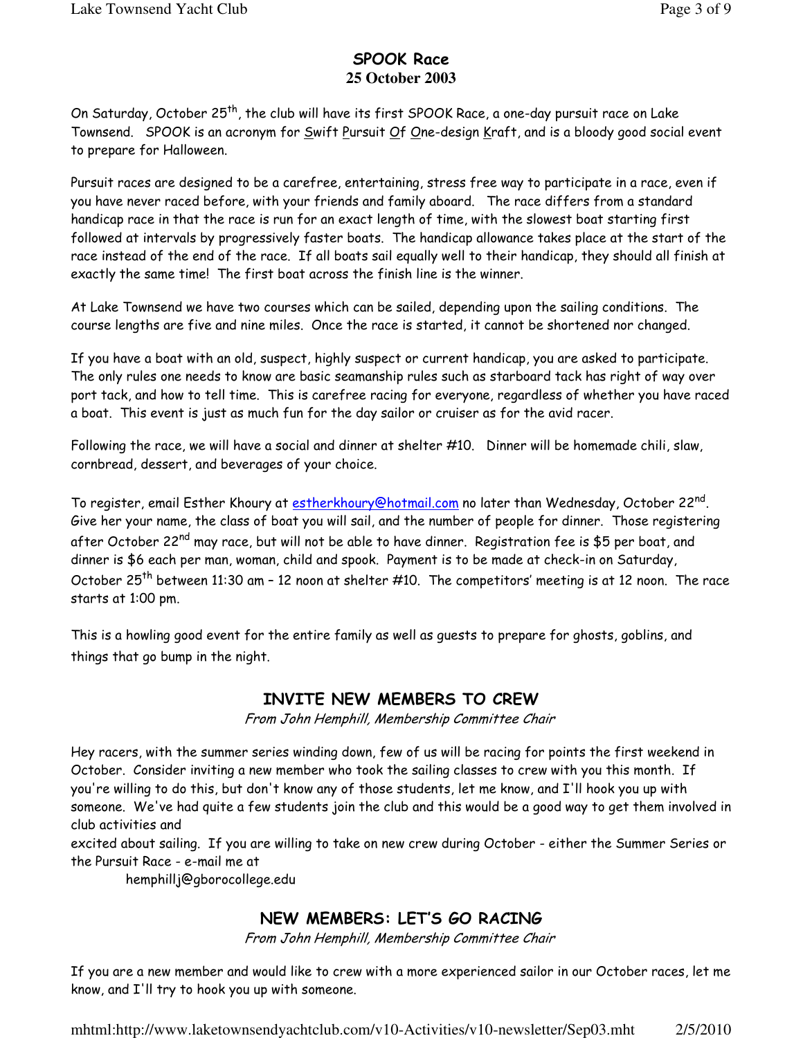## SPOOK Race

**25 October 2003**

On Saturday, October 25th, the club will have its first SPOOK Race, a one-day pursuit race on Lake Townsend. SPOOK is an acronym for Swift Pursuit Of One-design Kraft, and is a bloody good social event to prepare for Halloween.

Pursuit races are designed to be a carefree, entertaining, stress free way to participate in a race, even if you have never raced before, with your friends and family aboard. The race differs from a standard handicap race in that the race is run for an exact length of time, with the slowest boat starting first followed at intervals by progressively faster boats. The handicap allowance takes place at the start of the race instead of the end of the race. If all boats sail equally well to their handicap, they should all finish at exactly the same time! The first boat across the finish line is the winner.

At Lake Townsend we have two courses which can be sailed, depending upon the sailing conditions. The course lengths are five and nine miles. Once the race is started, it cannot be shortened nor changed.

If you have a boat with an old, suspect, highly suspect or current handicap, you are asked to participate. The only rules one needs to know are basic seamanship rules such as starboard tack has right of way over port tack, and how to tell time. This is carefree racing for everyone, regardless of whether you have raced a boat. This event is just as much fun for the day sailor or cruiser as for the avid racer.

Following the race, we will have a social and dinner at shelter #10. Dinner will be homemade chili, slaw, cornbread, dessert, and beverages of your choice.

To register, email Esther Khoury at estherkhoury@hotmail.com no later than Wednesday, October 22nd. Give her your name, the class of boat you will sail, and the number of people for dinner. Those registering after October 22nd may race, but will not be able to have dinner. Registration fee is $5 per boat, and dinner is $6 each per man, woman, child and spook. Payment is to be made at check-in on Saturday, October 25th between 11:30 am – 12 noon at shelter #10. The competitors' meeting is at 12 noon. The race starts at 1:00 pm.

This is a howling good event for the entire family as well as guests to prepare for ghosts, goblins, and things that go bump in the night.

## INVITE NEW MEMBERS TO CREW

*From John Hemphill, Membership Committee Chair*

Hey racers, with the summer series winding down, few of us will be racing for points the first weekend in October. Consider inviting a new member who took the sailing classes to crew with you this month. If you're willing to do this, but don't know any of those students, let me know, and I'll hook you up with someone. We've had quite a few students join the club and this would be a good way to get them involved in club activities and excited about sailing. If you are willing to take on new crew during October - either the Summer Series or the Pursuit Race - e-mail me at

hemphillj@gborocollege.edu

## NEW MEMBERS: LET'S GO RACING

*From John Hemphill, Membership Committee Chair*

If you are a new member and would like to crew with a more experienced sailor in our October races, let me know, and I'll try to hook you up with someone.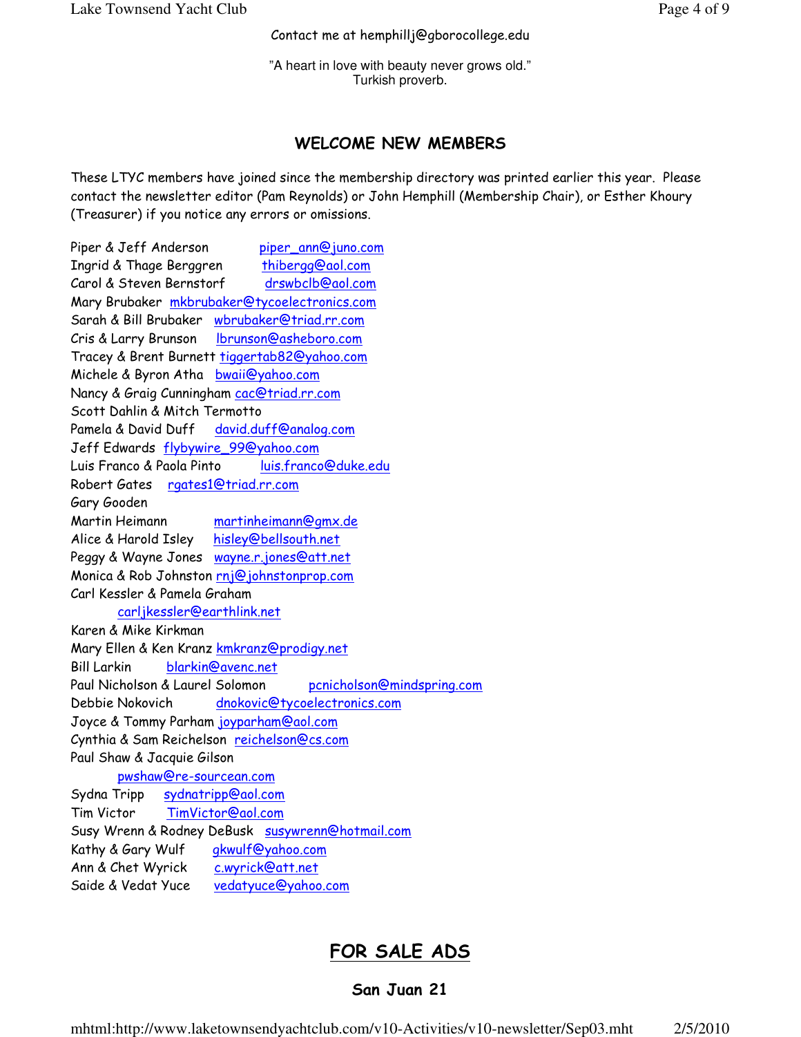Contact me at hemphillj@gborocollege.edu

"A heart in love with beauty never grows old."
Turkish proverb.

## WELCOME NEW MEMBERS

These LTYC members have joined since the membership directory was printed earlier this year. Please contact the newsletter editor (Pam Reynolds) or John Hemphill (Membership Chair), or Esther Khoury (Treasurer) if you notice any errors or omissions.

Piper & Jeff Anderson piper_ann@juno.com
Ingrid & Thage Berggren thibergg@aol.com
Carol & Steven Bernstorf drswbclb@aol.com
Mary Brubaker mkbrubaker@tycoelectronics.com
Sarah & Bill Brubaker wbrubaker@triad.rr.com
Cris & Larry Brunson lbrunson@asheboro.com
Tracey & Brent Burnett tiggertab82@yahoo.com
Michele & Byron Atha bwaii@yahoo.com
Nancy & Graig Cunningham cac@triad.rr.com
Scott Dahlin & Mitch Termotto
Pamela & David Duff david.duff@analog.com
Jeff Edwards flybywire_99@yahoo.com
Luis Franco & Paola Pinto luis.franco@duke.edu
Robert Gates rgates1@triad.rr.com
Gary Gooden
Martin Heimann martinheimann@gmx.de
Alice & Harold Isley hisley@bellsouth.net
Peggy & Wayne Jones wayne.r.jones@att.net
Monica & Rob Johnston rnj@johnstonprop.com
Carl Kessler & Pamela Graham
carljkessler@earthlink.net
Karen & Mike Kirkman
Mary Ellen & Ken Kranz kmkranz@prodigy.net
Bill Larkin blarkin@avenc.net
Paul Nicholson & Laurel Solomon pcnicholson@mindspring.com
Debbie Nokovich dnokovic@tycoelectronics.com
Joyce & Tommy Parham joyparham@aol.com
Cynthia & Sam Reichelson reichelson@cs.com
Paul Shaw & Jacquie Gilson
pwshaw@re-sourcean.com
Sydna Tripp sydnatripp@aol.com
Tim Victor TimVictor@aol.com
Susy Wrenn & Rodney DeBusk susywrenn@hotmail.com
Kathy & Gary Wulf gkwulf@yahoo.com
Ann & Chet Wyrick c.wyrick@att.net
Saide & Vedat Yuce vedatyuce@yahoo.com

## FOR SALE ADS

### San Juan 21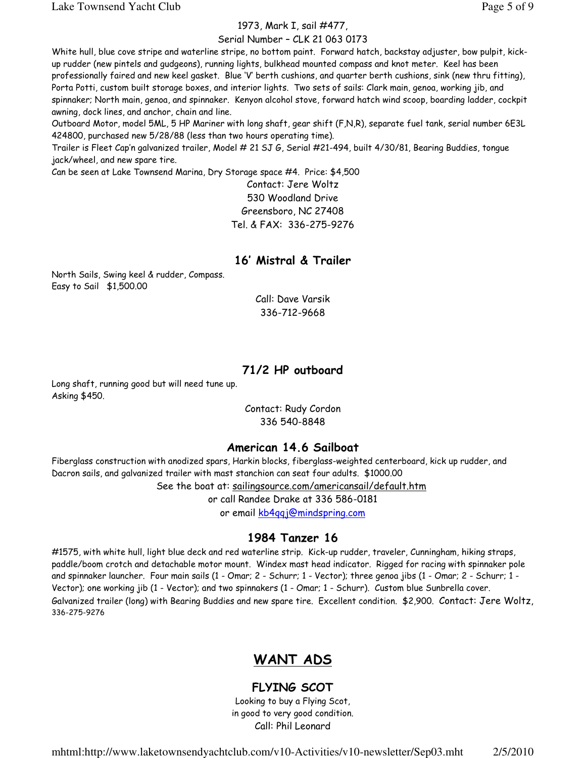1973, Mark I, sail #477,
Serial Number – CLK 21 063 0173

White hull, blue cove stripe and waterline stripe, no bottom paint. Forward hatch, backstay adjuster, bow pulpit, kick-up rudder (new pintels and gudgeons), running lights, bulkhead mounted compass and knot meter. Keel has been professionally faired and new keel gasket. Blue 'V' berth cushions, and quarter berth cushions, sink (new thru fitting), Porta Potti, custom built storage boxes, and interior lights. Two sets of sails: Clark main, genoa, working jib, and spinnaker; North main, genoa, and spinnaker. Kenyon alcohol stove, forward hatch wind scoop, boarding ladder, cockpit awning, dock lines, and anchor, chain and line.
Outboard Motor, model 5ML, 5 HP Mariner with long shaft, gear shift (F,N,R), separate fuel tank, serial number 6E3L 424800, purchased new 5/28/88 (less than two hours operating time).
Trailer is Fleet Cap'n galvanized trailer, Model # 21 SJ G, Serial #21-494, built 4/30/81, Bearing Buddies, tongue jack/wheel, and new spare tire.
Can be seen at Lake Townsend Marina, Dry Storage space #4. Price: $4,500

Contact: Jere Woltz
530 Woodland Drive
Greensboro, NC 27408
Tel. & FAX: 336-275-9276

## 16' Mistral & Trailer

North Sails, Swing keel & rudder, Compass.
Easy to Sail $1,500.00

Call: Dave Varsik
336-712-9668

## 71/2 HP outboard

Long shaft, running good but will need tune up.
Asking $450.

Contact: Rudy Cordon
336 540-8848

## American 14.6 Sailboat

Fiberglass construction with anodized spars, Harkin blocks, fiberglass-weighted centerboard, kick up rudder, and Dacron sails, and galvanized trailer with mast stanchion can seat four adults. $1000.00

See the boat at: sailingsource.com/americansail/default.htm
or call Randee Drake at 336 586-0181
or email kb4qqj@mindspring.com

## 1984 Tanzer 16

#1575, with white hull, light blue deck and red waterline strip. Kick-up rudder, traveler, Cunningham, hiking straps, paddle/boom crotch and detachable motor mount. Windex mast head indicator. Rigged for racing with spinnaker pole and spinnaker launcher. Four main sails (1 - Omar; 2 - Schurr; 1 - Vector); three genoa jibs (1 - Omar; 2 - Schurr; 1 - Vector); one working jib (1 - Vector); and two spinnakers (1 - Omar; 1 - Schurr). Custom blue Sunbrella cover. Galvanized trailer (long) with Bearing Buddies and new spare tire. Excellent condition. $2,900. Contact: Jere Woltz, 336-275-9276

# WANT ADS

## FLYING SCOT

Looking to buy a Flying Scot,
in good to very good condition.
Call: Phil Leonard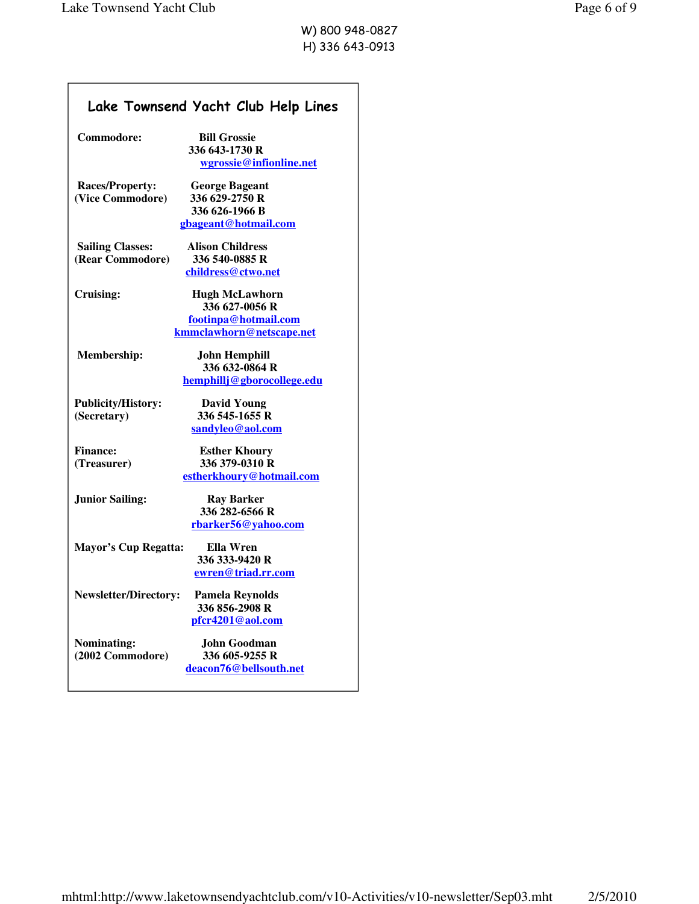W) 800 948-0827
H) 336 643-0913

## Lake Townsend Yacht Club Help Lines

**Commodore:** **Bill Grossie**
**336 643-1730 R**
**wgrossie@infionline.net**

**Races/Property:**
**(Vice Commodore)** **George Bageant**
**336 629-2750 R**
**336 626-1966 B**
**gbageant@hotmail.com**

**Sailing Classes:**
**(Rear Commodore)** **Alison Childress**
**336 540-0885 R**
**childress@ctwo.net**

**Cruising:** **Hugh McLawhorn**
**336 627-0056 R**
**footinpa@hotmail.com**
**kmmclawhorn@netscape.net**

**Membership:** **John Hemphill**
**336 632-0864 R**
**hemphillj@gborocollege.edu**

**Publicity/History:**
**(Secretary)** **David Young**
**336 545-1655 R**
**sandyleo@aol.com**

**Finance:**
**(Treasurer)** **Esther Khoury**
**336 379-0310 R**
**estherkhoury@hotmail.com**

**Junior Sailing:** **Ray Barker**
**336 282-6566 R**
**rbarker56@yahoo.com**

**Mayor's Cup Regatta:** **Ella Wren**
**336 333-9420 R**
**ewren@triad.rr.com**

**Newsletter/Directory:** **Pamela Reynolds**
**336 856-2908 R**
**pfcr4201@aol.com**

**Nominating:**
**(2002 Commodore)** **John Goodman**
**336 605-9255 R**
**deacon76@bellsouth.net**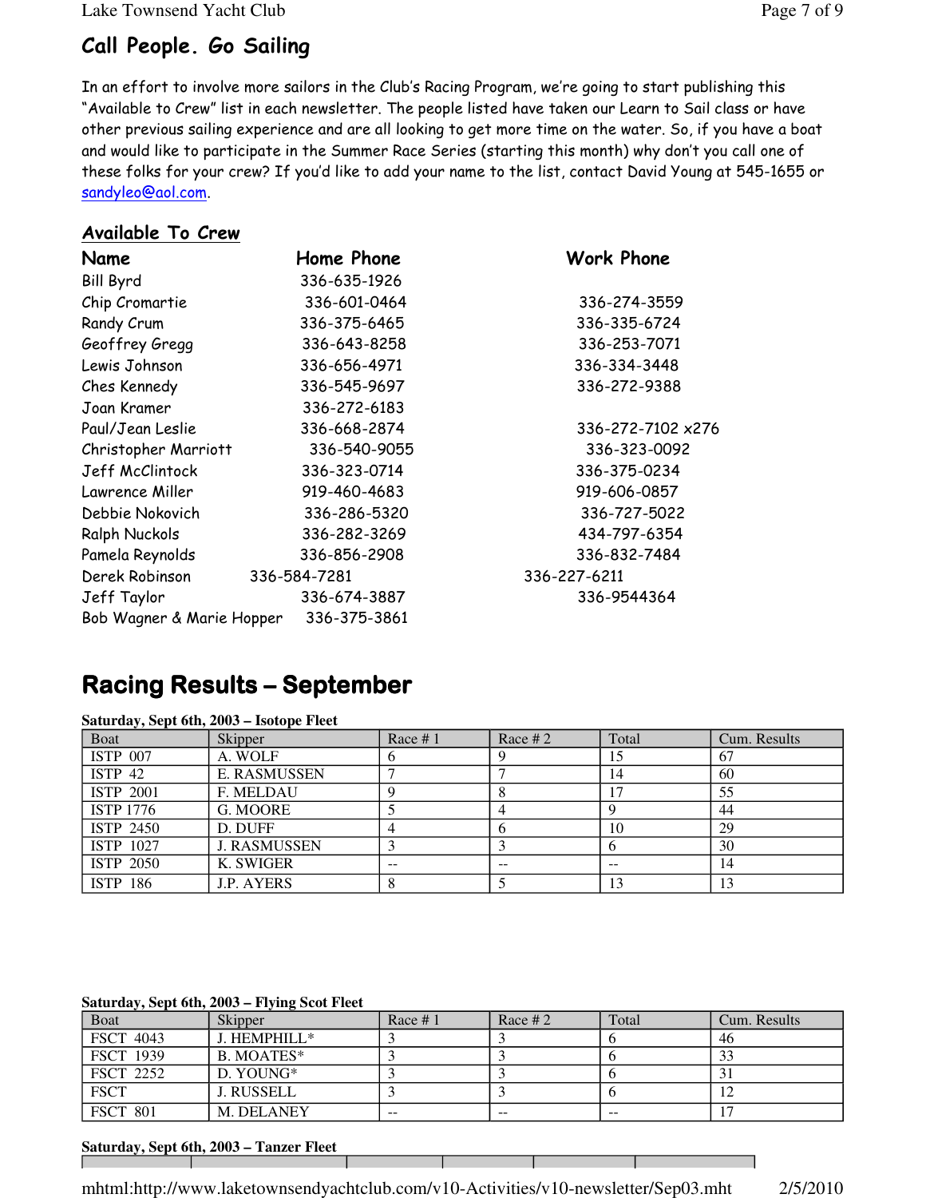## Call People. Go Sailing

In an effort to involve more sailors in the Club's Racing Program, we're going to start publishing this "Available to Crew" list in each newsletter. The people listed have taken our Learn to Sail class or have other previous sailing experience and are all looking to get more time on the water. So, if you have a boat and would like to participate in the Summer Race Series (starting this month) why don't you call one of these folks for your crew? If you'd like to add your name to the list, contact David Young at 545-1655 or sandyleo@aol.com.

### Available To Crew

| Name | Home Phone | Work Phone |
|---|---|---|
| Bill Byrd | 336-635-1926 | |
| Chip Cromartie | 336-601-0464 | 336-274-3559 |
| Randy Crum | 336-375-6465 | 336-335-6724 |
| Geoffrey Gregg | 336-643-8258 | 336-253-7071 |
| Lewis Johnson | 336-656-4971 | 336-334-3448 |
| Ches Kennedy | 336-545-9697 | 336-272-9388 |
| Joan Kramer | 336-272-6183 | |
| Paul/Jean Leslie | 336-668-2874 | 336-272-7102 x276 |
| Christopher Marriott | 336-540-9055 | 336-323-0092 |
| Jeff McClintock | 336-323-0714 | 336-375-0234 |
| Lawrence Miller | 919-460-4683 | 919-606-0857 |
| Debbie Nokovich | 336-286-5320 | 336-727-5022 |
| Ralph Nuckols | 336-282-3269 | 434-797-6354 |
| Pamela Reynolds | 336-856-2908 | 336-832-7484 |
| Derek Robinson | 336-584-7281 | 336-227-6211 |
| Jeff Taylor | 336-674-3887 | 336-9544364 |
| Bob Wagner & Marie Hopper | 336-375-3861 | |

## Racing Results – September

**Saturday, Sept 6th, 2003 – Isotope Fleet**

| Boat | Skipper | Race # 1 | Race # 2 | Total | Cum. Results |
|---|---|---|---|---|---|
| ISTP 007 | A. WOLF | 6 | 9 | 15 | 67 |
| ISTP 42 | E. RASMUSSEN | 7 | 7 | 14 | 60 |
| ISTP 2001 | F. MELDAU | 9 | 8 | 17 | 55 |
| ISTP 1776 | G. MOORE | 5 | 4 | 9 | 44 |
| ISTP 2450 | D. DUFF | 4 | 6 | 10 | 29 |
| ISTP 1027 | J. RASMUSSEN | 3 | 3 | 6 | 30 |
| ISTP 2050 | K. SWIGER | -- | -- | -- | 14 |
| ISTP 186 | J.P. AYERS | 8 | 5 | 13 | 13 |

**Saturday, Sept 6th, 2003 – Flying Scot Fleet**

| Boat | Skipper | Race # 1 | Race # 2 | Total | Cum. Results |
|---|---|---|---|---|---|
| FSCT 4043 | J. HEMPHILL* | 3 | 3 | 6 | 46 |
| FSCT 1939 | B. MOATES* | 3 | 3 | 6 | 33 |
| FSCT 2252 | D. YOUNG* | 3 | 3 | 6 | 31 |
| FSCT | J. RUSSELL | 3 | 3 | 6 | 12 |
| FSCT 801 | M. DELANEY | -- | -- | -- | 17 |

**Saturday, Sept 6th, 2003 – Tanzer Fleet**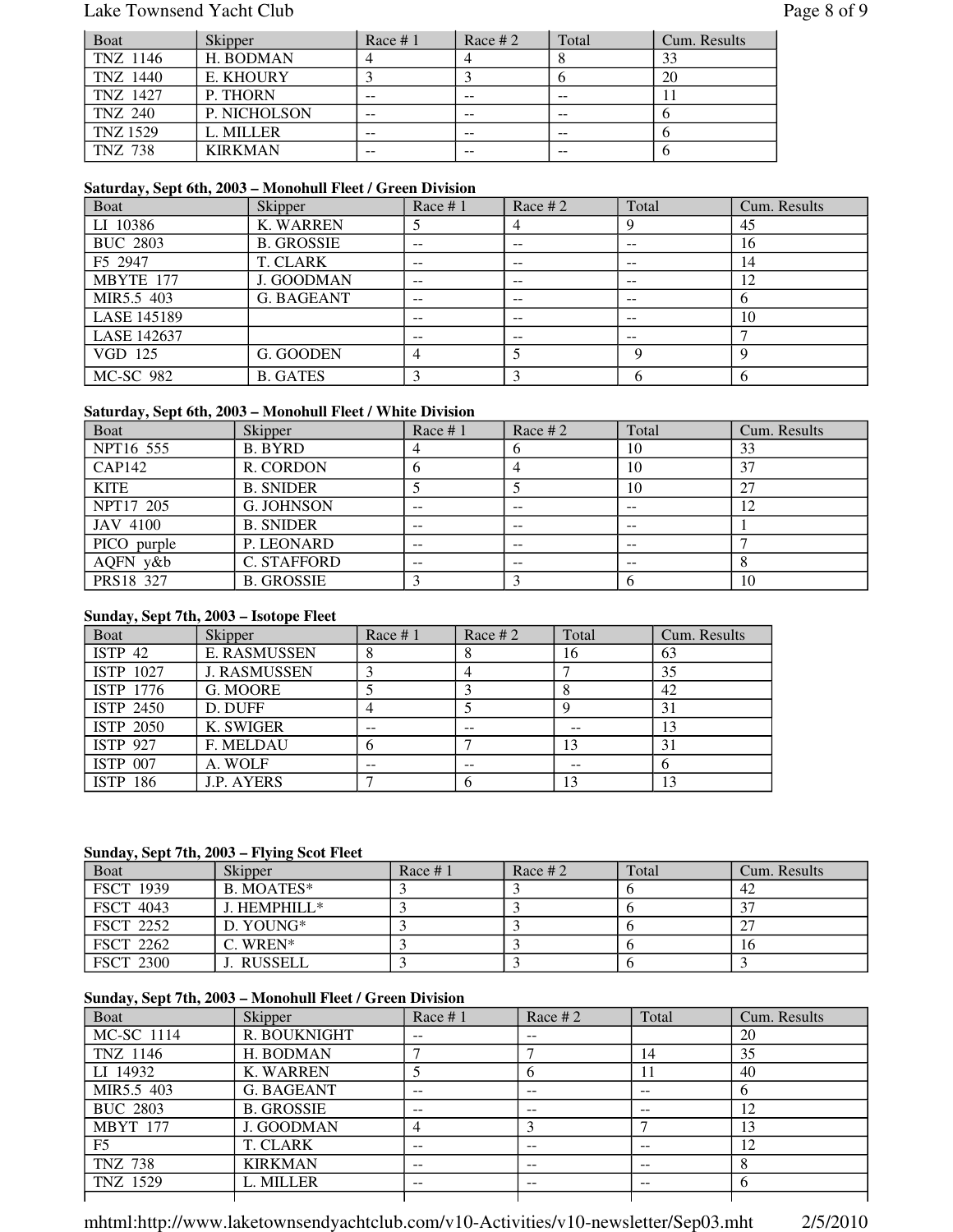| Boat | Skipper | Race # 1 | Race # 2 | Total | Cum. Results |
|---|---|---|---|---|---|
| TNZ 1146 | H. BODMAN | 4 | 4 | 8 | 33 |
| TNZ 1440 | E. KHOURY | 3 | 3 | 6 | 20 |
| TNZ 1427 | P. THORN | -- | -- | -- | 11 |
| TNZ 240 | P. NICHOLSON | -- | -- | -- | 6 |
| TNZ 1529 | L. MILLER | -- | -- | -- | 6 |
| TNZ 738 | KIRKMAN | -- | -- | -- | 6 |

**Saturday, Sept 6th, 2003 – Monohull Fleet / Green Division**

| Boat | Skipper | Race # 1 | Race # 2 | Total | Cum. Results |
|---|---|---|---|---|---|
| LI 10386 | K. WARREN | 5 | 4 | 9 | 45 |
| BUC 2803 | B. GROSSIE | -- | -- | -- | 16 |
| F5 2947 | T. CLARK | -- | -- | -- | 14 |
| MBYTE 177 | J. GOODMAN | -- | -- | -- | 12 |
| MIR5.5 403 | G. BAGEANT | -- | -- | -- | 6 |
| LASE 145189 | | -- | -- | -- | 10 |
| LASE 142637 | | -- | -- | -- | 7 |
| VGD 125 | G. GOODEN | 4 | 5 | 9 | 9 |
| MC-SC 982 | B. GATES | 3 | 3 | 6 | 6 |

**Saturday, Sept 6th, 2003 – Monohull Fleet / White Division**

| Boat | Skipper | Race # 1 | Race # 2 | Total | Cum. Results |
|---|---|---|---|---|---|
| NPT16 555 | B. BYRD | 4 | 6 | 10 | 33 |
| CAP142 | R. CORDON | 6 | 4 | 10 | 37 |
| KITE | B. SNIDER | 5 | 5 | 10 | 27 |
| NPT17 205 | G. JOHNSON | -- | -- | -- | 12 |
| JAV 4100 | B. SNIDER | -- | -- | -- | 1 |
| PICO purple | P. LEONARD | -- | -- | -- | 7 |
| AQFN y&b | C. STAFFORD | -- | -- | -- | 8 |
| PRS18 327 | B. GROSSIE | 3 | 3 | 6 | 10 |

**Sunday, Sept 7th, 2003 – Isotope Fleet**

| Boat | Skipper | Race # 1 | Race # 2 | Total | Cum. Results |
|---|---|---|---|---|---|
| ISTP 42 | E. RASMUSSEN | 8 | 8 | 16 | 63 |
| ISTP 1027 | J. RASMUSSEN | 3 | 4 | 7 | 35 |
| ISTP 1776 | G. MOORE | 5 | 3 | 8 | 42 |
| ISTP 2450 | D. DUFF | 4 | 5 | 9 | 31 |
| ISTP 2050 | K. SWIGER | -- | -- | -- | 13 |
| ISTP 927 | F. MELDAU | 6 | 7 | 13 | 31 |
| ISTP 007 | A. WOLF | -- | -- | -- | 6 |
| ISTP 186 | J.P. AYERS | 7 | 6 | 13 | 13 |

**Sunday, Sept 7th, 2003 – Flying Scot Fleet**

| Boat | Skipper | Race # 1 | Race # 2 | Total | Cum. Results |
|---|---|---|---|---|---|
| FSCT 1939 | B. MOATES* | 3 | 3 | 6 | 42 |
| FSCT 4043 | J. HEMPHILL* | 3 | 3 | 6 | 37 |
| FSCT 2252 | D. YOUNG* | 3 | 3 | 6 | 27 |
| FSCT 2262 | C. WREN* | 3 | 3 | 6 | 16 |
| FSCT 2300 | J. RUSSELL | 3 | 3 | 6 | 3 |

**Sunday, Sept 7th, 2003 – Monohull Fleet / Green Division**

| Boat | Skipper | Race # 1 | Race # 2 | Total | Cum. Results |
|---|---|---|---|---|---|
| MC-SC 1114 | R. BOUKNIGHT | -- | -- | | 20 |
| TNZ 1146 | H. BODMAN | 7 | 7 | 14 | 35 |
| LI 14932 | K. WARREN | 5 | 6 | 11 | 40 |
| MIR5.5 403 | G. BAGEANT | -- | -- | -- | 6 |
| BUC 2803 | B. GROSSIE | -- | -- | -- | 12 |
| MBYT 177 | J. GOODMAN | 4 | 3 | 7 | 13 |
| F5 | T. CLARK | -- | -- | -- | 12 |
| TNZ 738 | KIRKMAN | -- | -- | -- | 8 |
| TNZ 1529 | L. MILLER | -- | -- | -- | 6 |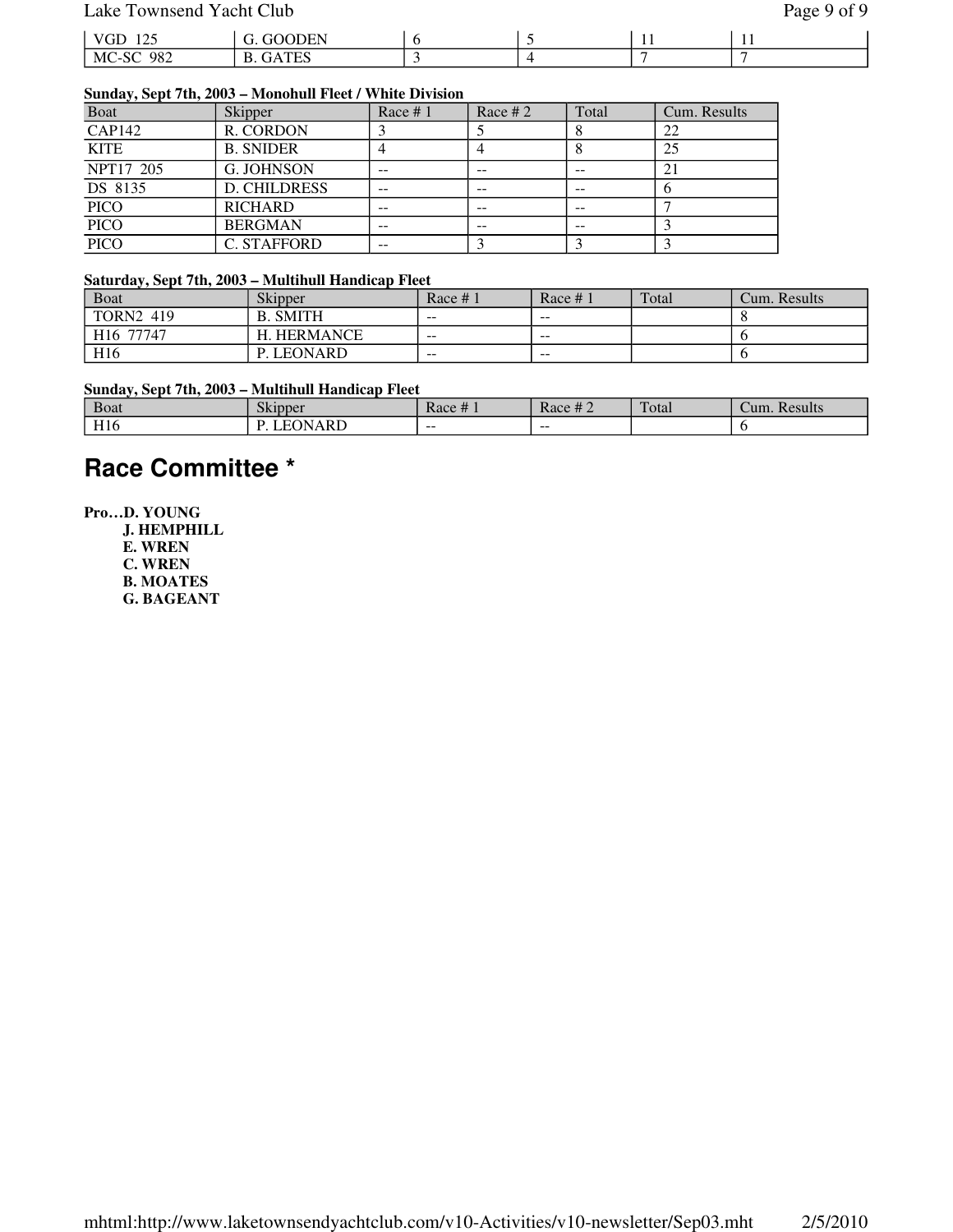| | | | | | |
|---|---|---|---|---|---|
| VGD 125 | G. GOODEN | 6 | 5 | 11 | 11 |
| MC-SC 982 | B. GATES | 3 | 4 | 7 | 7 |

**Sunday, Sept 7th, 2003 – Monohull Fleet / White Division**

| Boat | Skipper | Race # 1 | Race # 2 | Total | Cum. Results |
|---|---|---|---|---|---|
| CAP142 | R. CORDON | 3 | 5 | 8 | 22 |
| KITE | B. SNIDER | 4 | 4 | 8 | 25 |
| NPT17 205 | G. JOHNSON | -- | -- | -- | 21 |
| DS 8135 | D. CHILDRESS | -- | -- | -- | 6 |
| PICO | RICHARD | -- | -- | -- | 7 |
| PICO | BERGMAN | -- | -- | -- | 3 |
| PICO | C. STAFFORD | -- | 3 | 3 | 3 |

**Saturday, Sept 7th, 2003 – Multihull Handicap Fleet**

| Boat | Skipper | Race # 1 | Race # 1 | Total | Cum. Results |
|---|---|---|---|---|---|
| TORN2 419 | B. SMITH | -- | -- | | 8 |
| H16 77747 | H. HERMANCE | -- | -- | | 6 |
| H16 | P. LEONARD | -- | -- | | 6 |

**Sunday, Sept 7th, 2003 – Multihull Handicap Fleet**

| Boat | Skipper | Race # 1 | Race # 2 | Total | Cum. Results |
|---|---|---|---|---|---|
| H16 | P. LEONARD | -- | -- | | 6 |

# Race Committee *

**Pro…D. YOUNG**
**J. HEMPHILL**
**E. WREN**
**C. WREN**
**B. MOATES**
**G. BAGEANT**